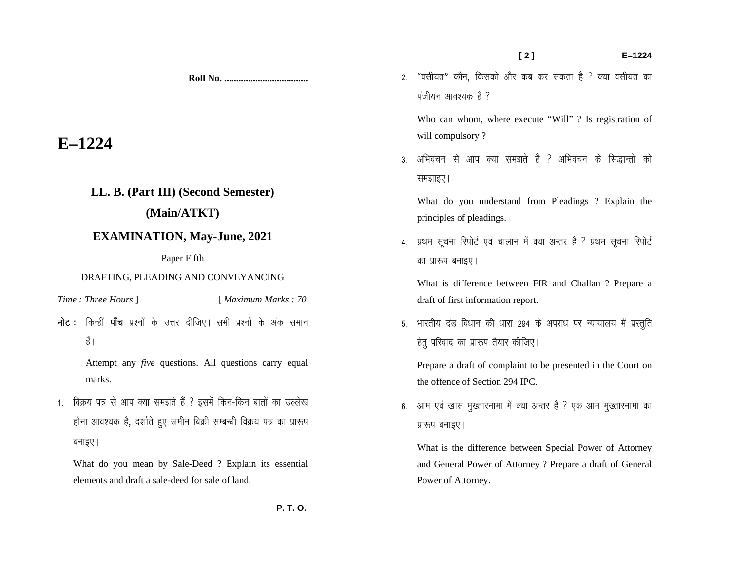**Roll No. ...................................**

# E–1224

## LL. B. (Part III) (Second Semester)

## (Main/ATKT)

## EXAMINATION, May-June, 2021

Paper Fifth

DRAFTING, PLEADING AND CONVEYANCING

*Time : Three Hours* ] [ *Maximum Marks : 70*

**नोट :** किन्हीं **पाँच** प्रश्नों के उत्तर दीजिए। सभी प्रश्नों के अंक समान हैं।

Attempt any *five* questions. All questions carry equal marks.

1. विक्रय पत्र से आप क्या समझते हैं ? इसमें किन-किन बातों का उल्लेख होना आवश्यक है, दर्शाते हुए जमीन बिक्री सम्बन्धी विक्रय पत्र का प्रारूप बनाइए।

   What do you mean by Sale-Deed ? Explain its essential elements and draft a sale-deed for sale of land.

2. "वसीयत" कौन, किसको और कब कर सकता है ? क्या वसीयत का पंजीयन आवश्यक है ?

   Who can whom, where execute "Will" ? Is registration of will compulsory ?

3. अभिवचन से आप क्या समझते हैं ? अभिवचन के सिद्धान्तों को समझाइए।

   What do you understand from Pleadings ? Explain the principles of pleadings.

4. प्रथम सूचना रिपोर्ट एवं चालान में क्या अन्तर है ? प्रथम सूचना रिपोर्ट का प्रारूप बनाइए।

   What is difference between FIR and Challan ? Prepare a draft of first information report.

5. भारतीय दंड विधान की धारा 294 के अपराध पर न्यायालय में प्रस्तुति हेतु परिवाद का प्रारूप तैयार कीजिए।

   Prepare a draft of complaint to be presented in the Court on the offence of Section 294 IPC.

6. आम एवं खास मुख्तारनामा में क्या अन्तर है ? एक आम मुख्तारनामा का प्रारूप बनाइए।

   What is the difference between Special Power of Attorney and General Power of Attorney ? Prepare a draft of General Power of Attorney.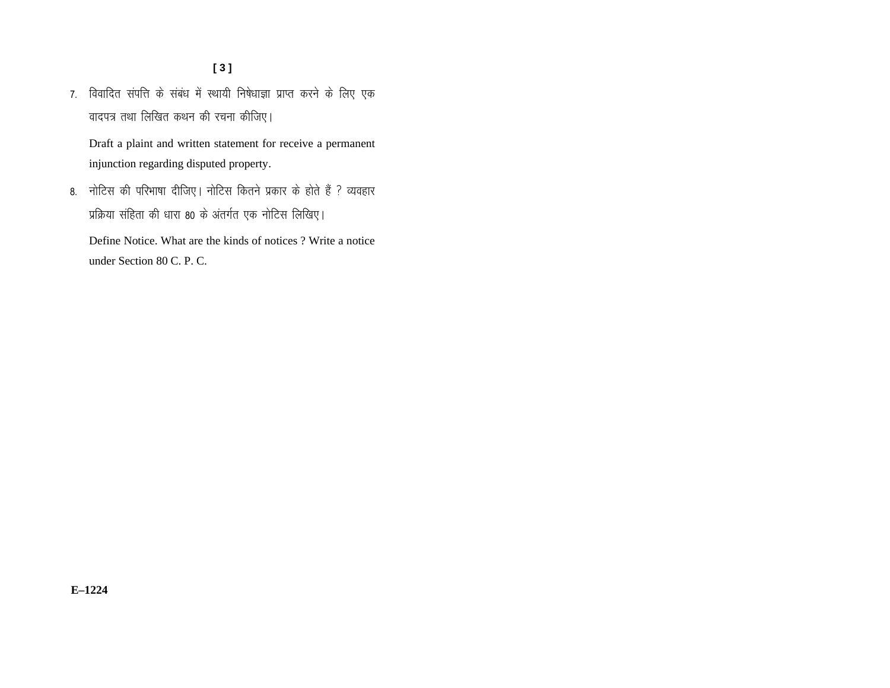7. विवादित संपत्ति के संबंध में स्थायी निषेधाज्ञा प्राप्त करने के लिए एक वादपत्र तथा लिखित कथन की रचना कीजिए।

   Draft a plaint and written statement for receive a permanent injunction regarding disputed property.

8. नोटिस की परिभाषा दीजिए। नोटिस कितने प्रकार के होते हैं ? व्यवहार प्रक्रिया संहिता की धारा 80 के अंतर्गत एक नोटिस लिखिए।

   Define Notice. What are the kinds of notices ? Write a notice under Section 80 C. P. C.

**E–1224**